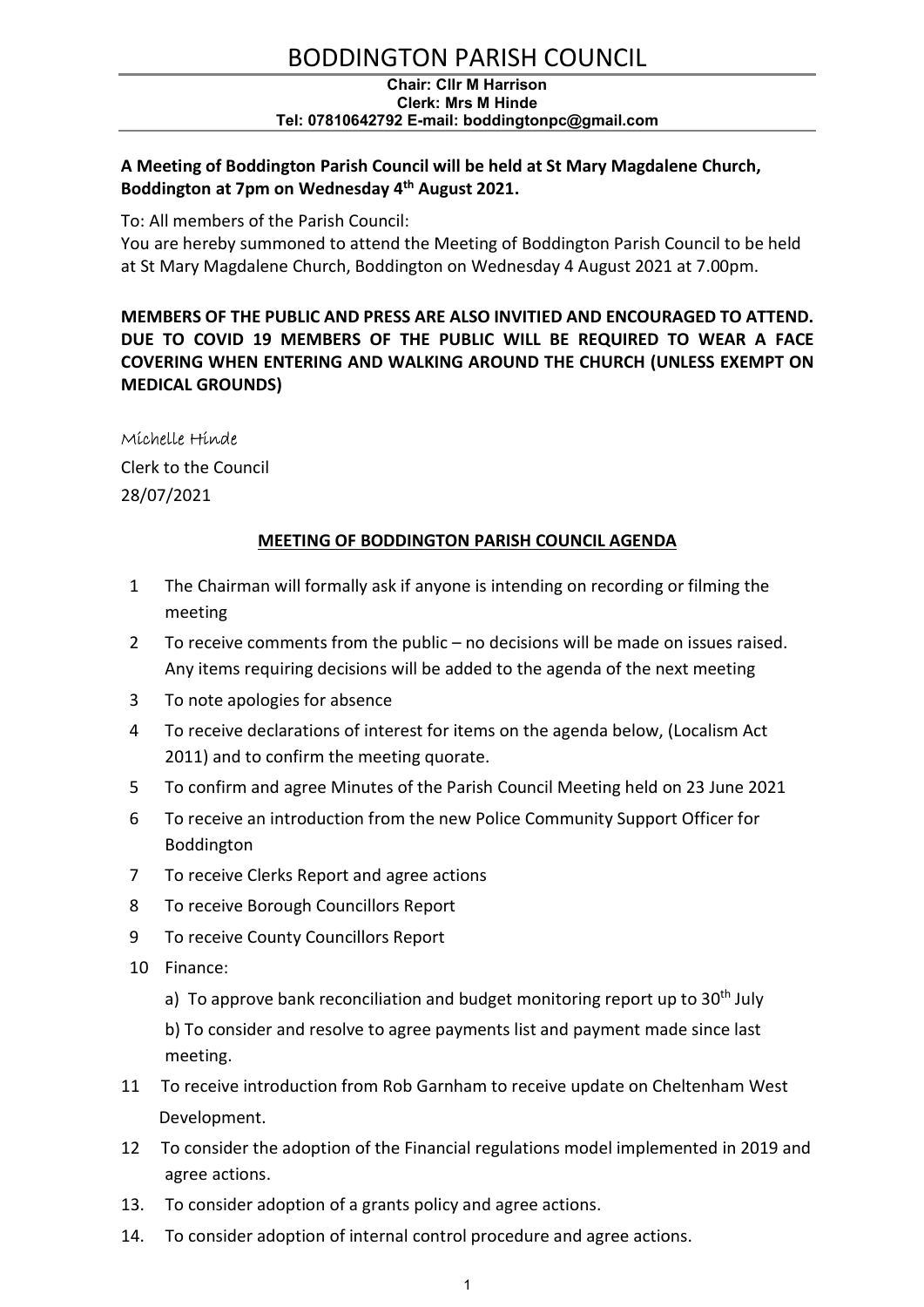# BODDINGTON PARISH COUNCIL

**Chair: Cllr M Harrison**
**Clerk: Mrs M Hinde**
**Tel: 07810642792 E-mail: boddingtonpc@gmail.com**

**A Meeting of Boddington Parish Council will be held at St Mary Magdalene Church, Boddington at 7pm on Wednesday 4th August 2021.**

To: All members of the Parish Council:
You are hereby summoned to attend the Meeting of Boddington Parish Council to be held at St Mary Magdalene Church, Boddington on Wednesday 4 August 2021 at 7.00pm.

**MEMBERS OF THE PUBLIC AND PRESS ARE ALSO INVITIED AND ENCOURAGED TO ATTEND. DUE TO COVID 19 MEMBERS OF THE PUBLIC WILL BE REQUIRED TO WEAR A FACE COVERING WHEN ENTERING AND WALKING AROUND THE CHURCH (UNLESS EXEMPT ON MEDICAL GROUNDS)**

*Michelle Hinde*
Clerk to the Council
28/07/2021

## MEETING OF BODDINGTON PARISH COUNCIL AGENDA

1. The Chairman will formally ask if anyone is intending on recording or filming the meeting
2. To receive comments from the public – no decisions will be made on issues raised. Any items requiring decisions will be added to the agenda of the next meeting
3. To note apologies for absence
4. To receive declarations of interest for items on the agenda below, (Localism Act 2011) and to confirm the meeting quorate.
5. To confirm and agree Minutes of the Parish Council Meeting held on 23 June 2021
6. To receive an introduction from the new Police Community Support Officer for Boddington
7. To receive Clerks Report and agree actions
8. To receive Borough Councillors Report
9. To receive County Councillors Report
10. Finance:

    a) To approve bank reconciliation and budget monitoring report up to 30th July

    b) To consider and resolve to agree payments list and payment made since last meeting.
11. To receive introduction from Rob Garnham to receive update on Cheltenham West Development.
12. To consider the adoption of the Financial regulations model implemented in 2019 and agree actions.
13. To consider adoption of a grants policy and agree actions.
14. To consider adoption of internal control procedure and agree actions.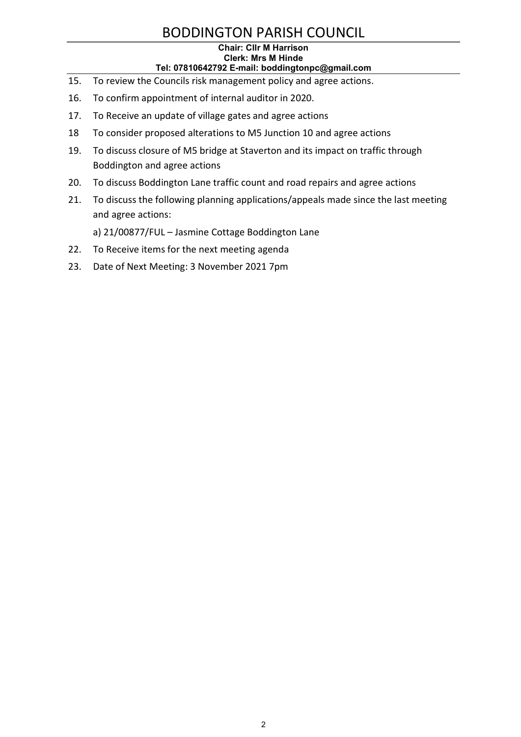15. To review the Councils risk management policy and agree actions.
16. To confirm appointment of internal auditor in 2020.
17. To Receive an update of village gates and agree actions
18. To consider proposed alterations to M5 Junction 10 and agree actions
19. To discuss closure of M5 bridge at Staverton and its impact on traffic through Boddington and agree actions
20. To discuss Boddington Lane traffic count and road repairs and agree actions
21. To discuss the following planning applications/appeals made since the last meeting and agree actions:

    a) 21/00877/FUL – Jasmine Cottage Boddington Lane
22. To Receive items for the next meeting agenda
23. Date of Next Meeting: 3 November 2021 7pm